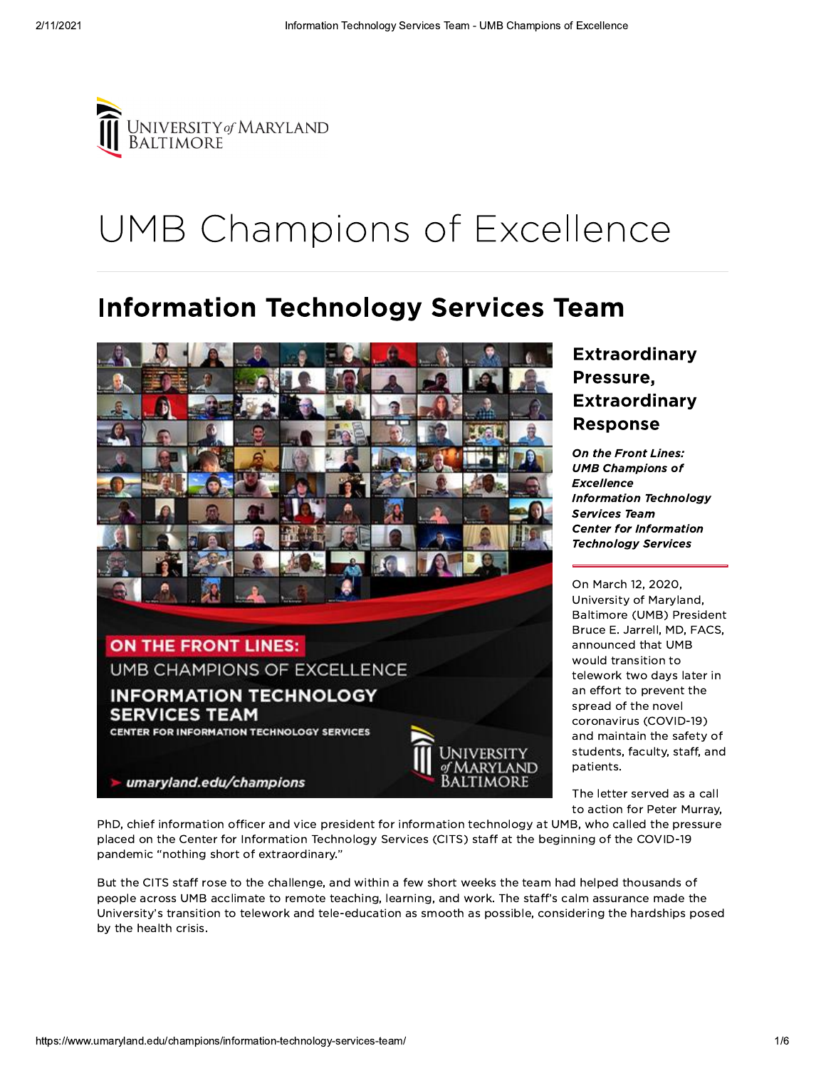# UMB Champions of Excellence

## Information Technology Services Team

### Extraordinary Pressure, Extraordinary Response

***On the Front Lines: UMB Champions of Excellence Information Technology Services Team Center for Information Technology Services***

On March 12, 2020, University of Maryland, Baltimore (UMB) President Bruce E. Jarrell, MD, FACS, announced that UMB would transition to telework two days later in an effort to prevent the spread of the novel coronavirus (COVID-19) and maintain the safety of students, faculty, staff, and patients.

The letter served as a call to action for Peter Murray, PhD, chief information officer and vice president for information technology at UMB, who called the pressure placed on the Center for Information Technology Services (CITS) staff at the beginning of the COVID-19 pandemic "nothing short of extraordinary."

But the CITS staff rose to the challenge, and within a few short weeks the team had helped thousands of people across UMB acclimate to remote teaching, learning, and work. The staff's calm assurance made the University's transition to telework and tele-education as smooth as possible, considering the hardships posed by the health crisis.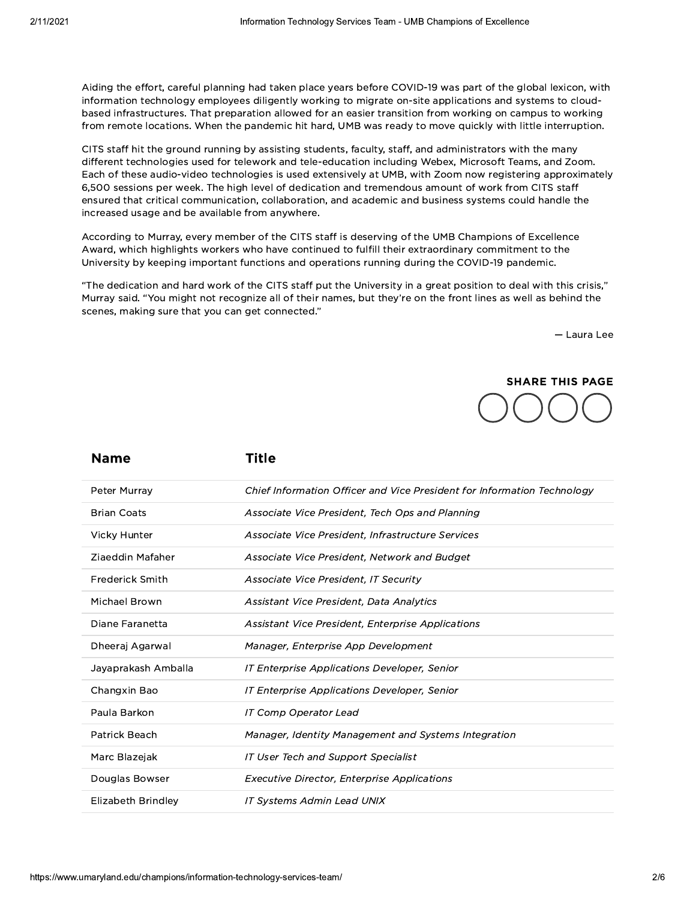Aiding the effort, careful planning had taken place years before COVID-19 was part of the global lexicon, with information technology employees diligently working to migrate on-site applications and systems to cloud-based infrastructures. That preparation allowed for an easier transition from working on campus to working from remote locations. When the pandemic hit hard, UMB was ready to move quickly with little interruption.

CITS staff hit the ground running by assisting students, faculty, staff, and administrators with the many different technologies used for telework and tele-education including Webex, Microsoft Teams, and Zoom. Each of these audio-video technologies is used extensively at UMB, with Zoom now registering approximately 6,500 sessions per week. The high level of dedication and tremendous amount of work from CITS staff ensured that critical communication, collaboration, and academic and business systems could handle the increased usage and be available from anywhere.

According to Murray, every member of the CITS staff is deserving of the UMB Champions of Excellence Award, which highlights workers who have continued to fulfill their extraordinary commitment to the University by keeping important functions and operations running during the COVID-19 pandemic.

"The dedication and hard work of the CITS staff put the University in a great position to deal with this crisis," Murray said. "You might not recognize all of their names, but they're on the front lines as well as behind the scenes, making sure that you can get connected."

— Laura Lee

**SHARE THIS PAGE**

| Name | Title |
|---|---|
| Peter Murray | *Chief Information Officer and Vice President for Information Technology* |
| Brian Coats | *Associate Vice President, Tech Ops and Planning* |
| Vicky Hunter | *Associate Vice President, Infrastructure Services* |
| Ziaeddin Mafaher | *Associate Vice President, Network and Budget* |
| Frederick Smith | *Associate Vice President, IT Security* |
| Michael Brown | *Assistant Vice President, Data Analytics* |
| Diane Faranetta | *Assistant Vice President, Enterprise Applications* |
| Dheeraj Agarwal | *Manager, Enterprise App Development* |
| Jayaprakash Amballa | *IT Enterprise Applications Developer, Senior* |
| Changxin Bao | *IT Enterprise Applications Developer, Senior* |
| Paula Barkon | *IT Comp Operator Lead* |
| Patrick Beach | *Manager, Identity Management and Systems Integration* |
| Marc Blazejak | *IT User Tech and Support Specialist* |
| Douglas Bowser | *Executive Director, Enterprise Applications* |
| Elizabeth Brindley | *IT Systems Admin Lead UNIX* |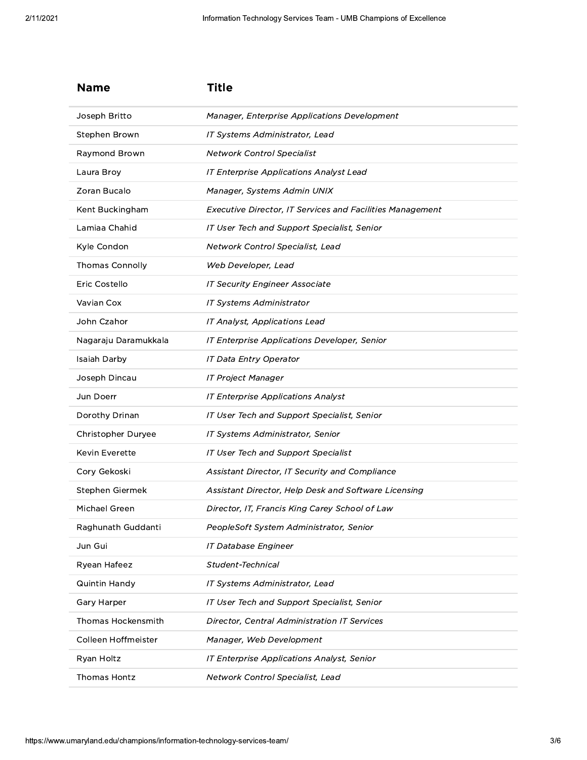| Name | Title |
| --- | --- |
| Joseph Britto | *Manager, Enterprise Applications Development* |
| Stephen Brown | *IT Systems Administrator, Lead* |
| Raymond Brown | *Network Control Specialist* |
| Laura Broy | *IT Enterprise Applications Analyst Lead* |
| Zoran Bucalo | *Manager, Systems Admin UNIX* |
| Kent Buckingham | *Executive Director, IT Services and Facilities Management* |
| Lamiaa Chahid | *IT User Tech and Support Specialist, Senior* |
| Kyle Condon | *Network Control Specialist, Lead* |
| Thomas Connolly | *Web Developer, Lead* |
| Eric Costello | *IT Security Engineer Associate* |
| Vavian Cox | *IT Systems Administrator* |
| John Czahor | *IT Analyst, Applications Lead* |
| Nagaraju Daramukkala | *IT Enterprise Applications Developer, Senior* |
| Isaiah Darby | *IT Data Entry Operator* |
| Joseph Dincau | *IT Project Manager* |
| Jun Doerr | *IT Enterprise Applications Analyst* |
| Dorothy Drinan | *IT User Tech and Support Specialist, Senior* |
| Christopher Duryee | *IT Systems Administrator, Senior* |
| Kevin Everette | *IT User Tech and Support Specialist* |
| Cory Gekoski | *Assistant Director, IT Security and Compliance* |
| Stephen Giermek | *Assistant Director, Help Desk and Software Licensing* |
| Michael Green | *Director, IT, Francis King Carey School of Law* |
| Raghunath Guddanti | *PeopleSoft System Administrator, Senior* |
| Jun Gui | *IT Database Engineer* |
| Ryean Hafeez | *Student-Technical* |
| Quintin Handy | *IT Systems Administrator, Lead* |
| Gary Harper | *IT User Tech and Support Specialist, Senior* |
| Thomas Hockensmith | *Director, Central Administration IT Services* |
| Colleen Hoffmeister | *Manager, Web Development* |
| Ryan Holtz | *IT Enterprise Applications Analyst, Senior* |
| Thomas Hontz | *Network Control Specialist, Lead* |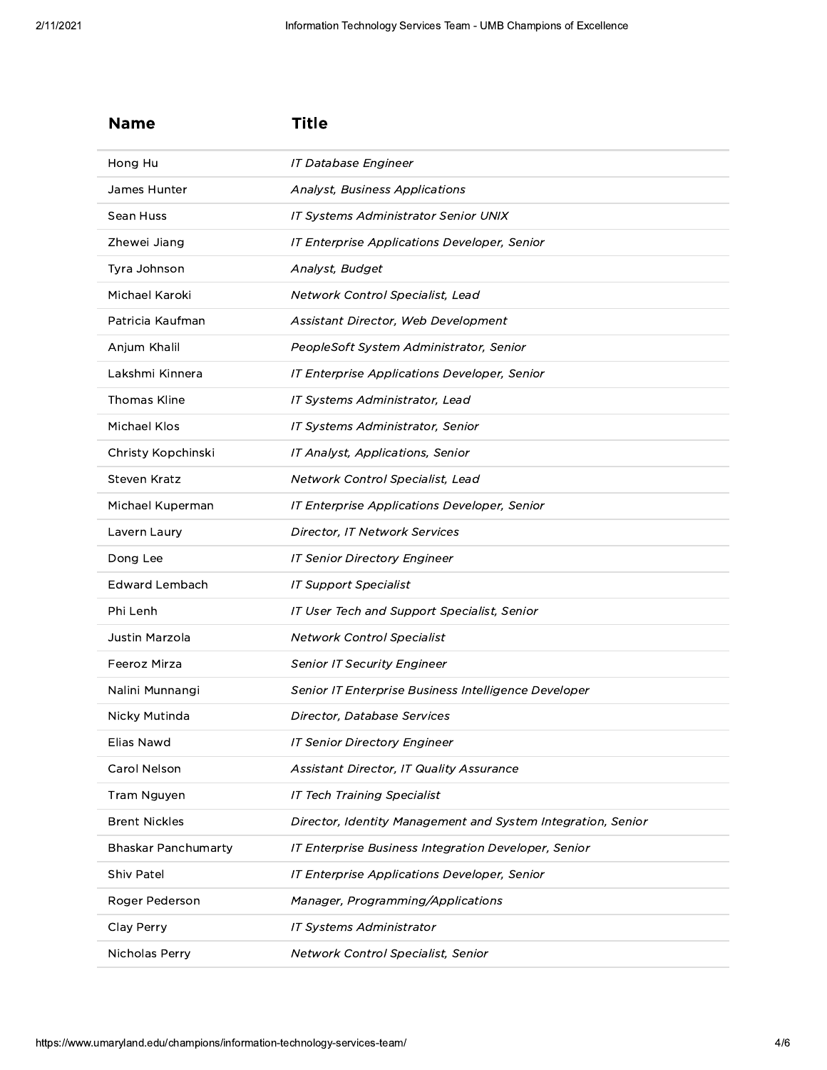| Name | Title |
| --- | --- |
| Hong Hu | *IT Database Engineer* |
| James Hunter | *Analyst, Business Applications* |
| Sean Huss | *IT Systems Administrator Senior UNIX* |
| Zhewei Jiang | *IT Enterprise Applications Developer, Senior* |
| Tyra Johnson | *Analyst, Budget* |
| Michael Karoki | *Network Control Specialist, Lead* |
| Patricia Kaufman | *Assistant Director, Web Development* |
| Anjum Khalil | *PeopleSoft System Administrator, Senior* |
| Lakshmi Kinnera | *IT Enterprise Applications Developer, Senior* |
| Thomas Kline | *IT Systems Administrator, Lead* |
| Michael Klos | *IT Systems Administrator, Senior* |
| Christy Kopchinski | *IT Analyst, Applications, Senior* |
| Steven Kratz | *Network Control Specialist, Lead* |
| Michael Kuperman | *IT Enterprise Applications Developer, Senior* |
| Lavern Laury | *Director, IT Network Services* |
| Dong Lee | *IT Senior Directory Engineer* |
| Edward Lembach | *IT Support Specialist* |
| Phi Lenh | *IT User Tech and Support Specialist, Senior* |
| Justin Marzola | *Network Control Specialist* |
| Feeroz Mirza | *Senior IT Security Engineer* |
| Nalini Munnangi | *Senior IT Enterprise Business Intelligence Developer* |
| Nicky Mutinda | *Director, Database Services* |
| Elias Nawd | *IT Senior Directory Engineer* |
| Carol Nelson | *Assistant Director, IT Quality Assurance* |
| Tram Nguyen | *IT Tech Training Specialist* |
| Brent Nickles | *Director, Identity Management and System Integration, Senior* |
| Bhaskar Panchumarty | *IT Enterprise Business Integration Developer, Senior* |
| Shiv Patel | *IT Enterprise Applications Developer, Senior* |
| Roger Pederson | *Manager, Programming/Applications* |
| Clay Perry | *IT Systems Administrator* |
| Nicholas Perry | *Network Control Specialist, Senior* |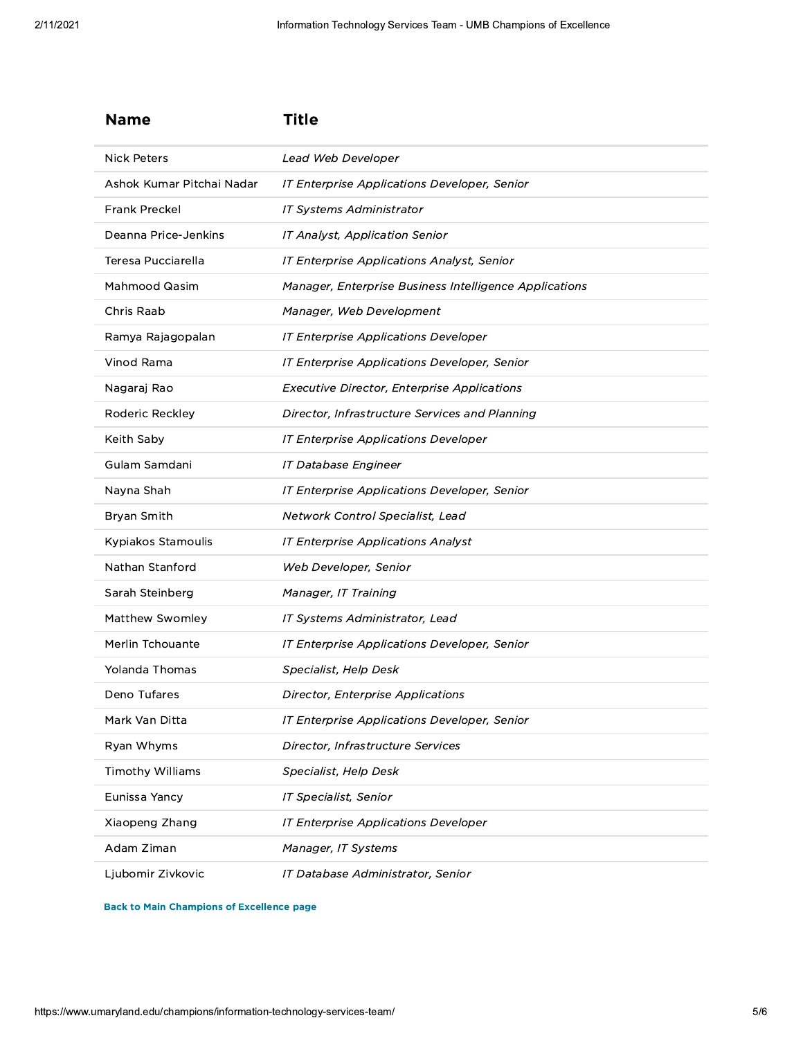| Name | Title |
| --- | --- |
| Nick Peters | *Lead Web Developer* |
| Ashok Kumar Pitchai Nadar | *IT Enterprise Applications Developer, Senior* |
| Frank Preckel | *IT Systems Administrator* |
| Deanna Price-Jenkins | *IT Analyst, Application Senior* |
| Teresa Pucciarella | *IT Enterprise Applications Analyst, Senior* |
| Mahmood Qasim | *Manager, Enterprise Business Intelligence Applications* |
| Chris Raab | *Manager, Web Development* |
| Ramya Rajagopalan | *IT Enterprise Applications Developer* |
| Vinod Rama | *IT Enterprise Applications Developer, Senior* |
| Nagaraj Rao | *Executive Director, Enterprise Applications* |
| Roderic Reckley | *Director, Infrastructure Services and Planning* |
| Keith Saby | *IT Enterprise Applications Developer* |
| Gulam Samdani | *IT Database Engineer* |
| Nayna Shah | *IT Enterprise Applications Developer, Senior* |
| Bryan Smith | *Network Control Specialist, Lead* |
| Kypiakos Stamoulis | *IT Enterprise Applications Analyst* |
| Nathan Stanford | *Web Developer, Senior* |
| Sarah Steinberg | *Manager, IT Training* |
| Matthew Swomley | *IT Systems Administrator, Lead* |
| Merlin Tchouante | *IT Enterprise Applications Developer, Senior* |
| Yolanda Thomas | *Specialist, Help Desk* |
| Deno Tufares | *Director, Enterprise Applications* |
| Mark Van Ditta | *IT Enterprise Applications Developer, Senior* |
| Ryan Whyms | *Director, Infrastructure Services* |
| Timothy Williams | *Specialist, Help Desk* |
| Eunissa Yancy | *IT Specialist, Senior* |
| Xiaopeng Zhang | *IT Enterprise Applications Developer* |
| Adam Ziman | *Manager, IT Systems* |
| Ljubomir Zivkovic | *IT Database Administrator, Senior* |

**Back to Main Champions of Excellence page**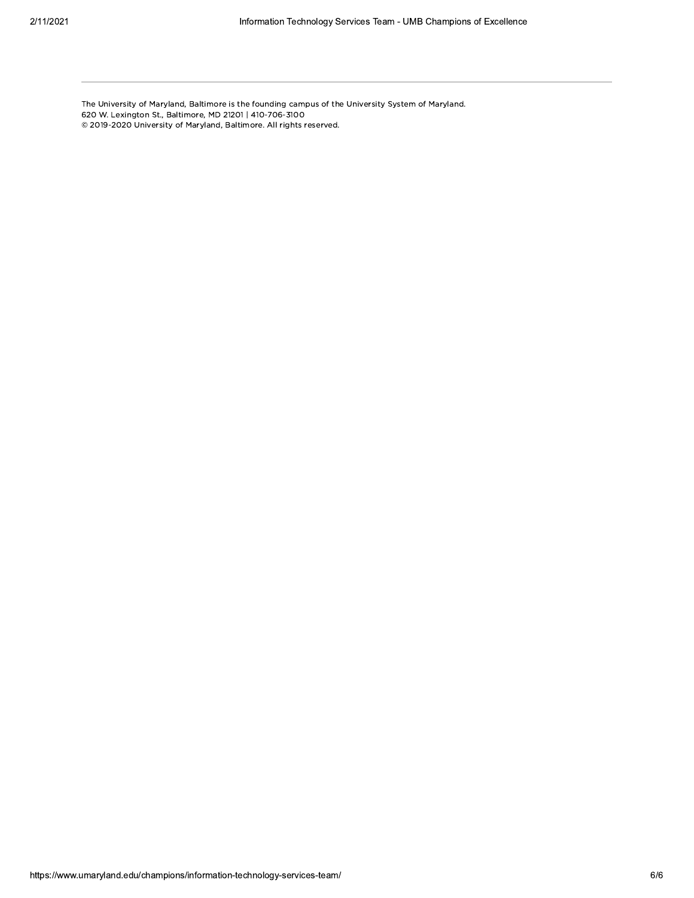---

The University of Maryland, Baltimore is the founding campus of the University System of Maryland.
620 W. Lexington St., Baltimore, MD 21201 | 410-706-3100
© 2019-2020 University of Maryland, Baltimore. All rights reserved.